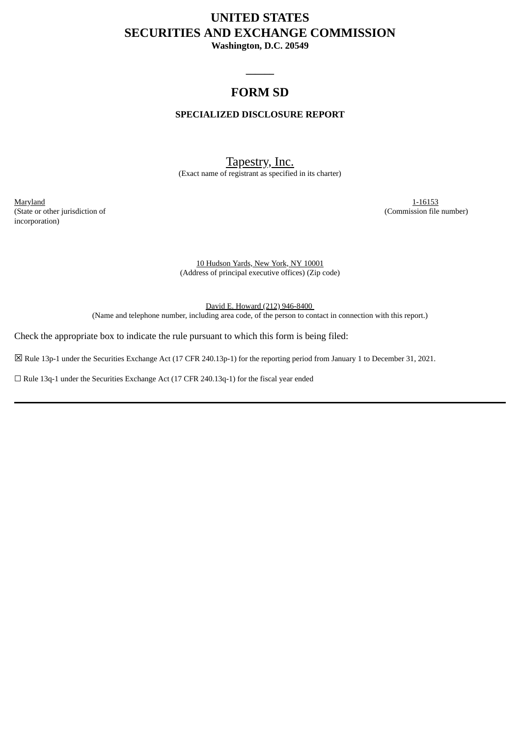# UNITED STATES
# SECURITIES AND EXCHANGE COMMISSION
**Washington, D.C. 20549**

---

## FORM SD

### SPECIALIZED DISCLOSURE REPORT

Tapestry, Inc.
(Exact name of registrant as specified in its charter)

| Maryland | 1-16153 |
|---|---|
| (State or other jurisdiction of incorporation) | (Commission file number) |

10 Hudson Yards, New York, NY 10001
(Address of principal executive offices) (Zip code)

David E. Howard (212) 946-8400
(Name and telephone number, including area code, of the person to contact in connection with this report.)

Check the appropriate box to indicate the rule pursuant to which this form is being filed:

☒ Rule 13p-1 under the Securities Exchange Act (17 CFR 240.13p-1) for the reporting period from January 1 to December 31, 2021.

☐ Rule 13q-1 under the Securities Exchange Act (17 CFR 240.13q-1) for the fiscal year ended

---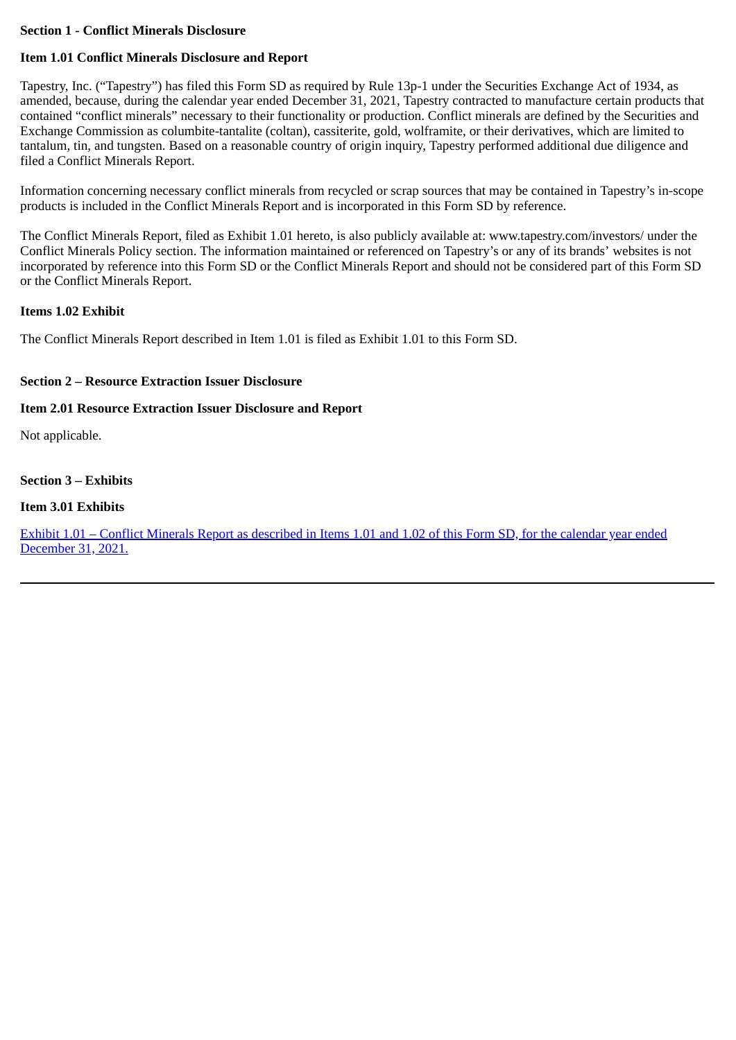**Section 1 - Conflict Minerals Disclosure**

**Item 1.01 Conflict Minerals Disclosure and Report**

Tapestry, Inc. ("Tapestry") has filed this Form SD as required by Rule 13p-1 under the Securities Exchange Act of 1934, as amended, because, during the calendar year ended December 31, 2021, Tapestry contracted to manufacture certain products that contained "conflict minerals" necessary to their functionality or production. Conflict minerals are defined by the Securities and Exchange Commission as columbite-tantalite (coltan), cassiterite, gold, wolframite, or their derivatives, which are limited to tantalum, tin, and tungsten. Based on a reasonable country of origin inquiry, Tapestry performed additional due diligence and filed a Conflict Minerals Report.

Information concerning necessary conflict minerals from recycled or scrap sources that may be contained in Tapestry's in-scope products is included in the Conflict Minerals Report and is incorporated in this Form SD by reference.

The Conflict Minerals Report, filed as Exhibit 1.01 hereto, is also publicly available at: www.tapestry.com/investors/ under the Conflict Minerals Policy section. The information maintained or referenced on Tapestry's or any of its brands' websites is not incorporated by reference into this Form SD or the Conflict Minerals Report and should not be considered part of this Form SD or the Conflict Minerals Report.

**Items 1.02 Exhibit**

The Conflict Minerals Report described in Item 1.01 is filed as Exhibit 1.01 to this Form SD.

**Section 2 – Resource Extraction Issuer Disclosure**

**Item 2.01 Resource Extraction Issuer Disclosure and Report**

Not applicable.

**Section 3 – Exhibits**

**Item 3.01 Exhibits**

Exhibit 1.01 – Conflict Minerals Report as described in Items 1.01 and 1.02 of this Form SD, for the calendar year ended December 31, 2021.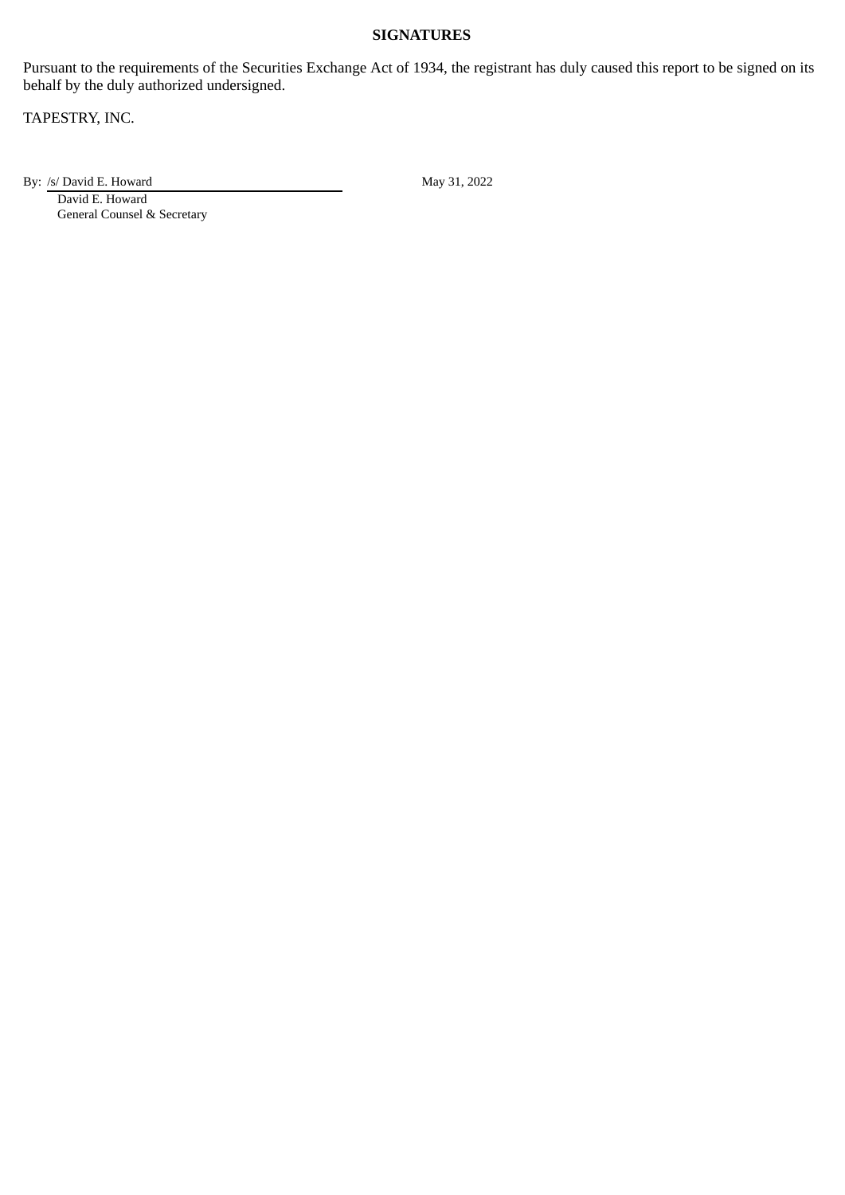**SIGNATURES**

Pursuant to the requirements of the Securities Exchange Act of 1934, the registrant has duly caused this report to be signed on its behalf by the duly authorized undersigned.

TAPESTRY, INC.

By: /s/ David E. Howard May 31, 2022

David E. Howard
General Counsel & Secretary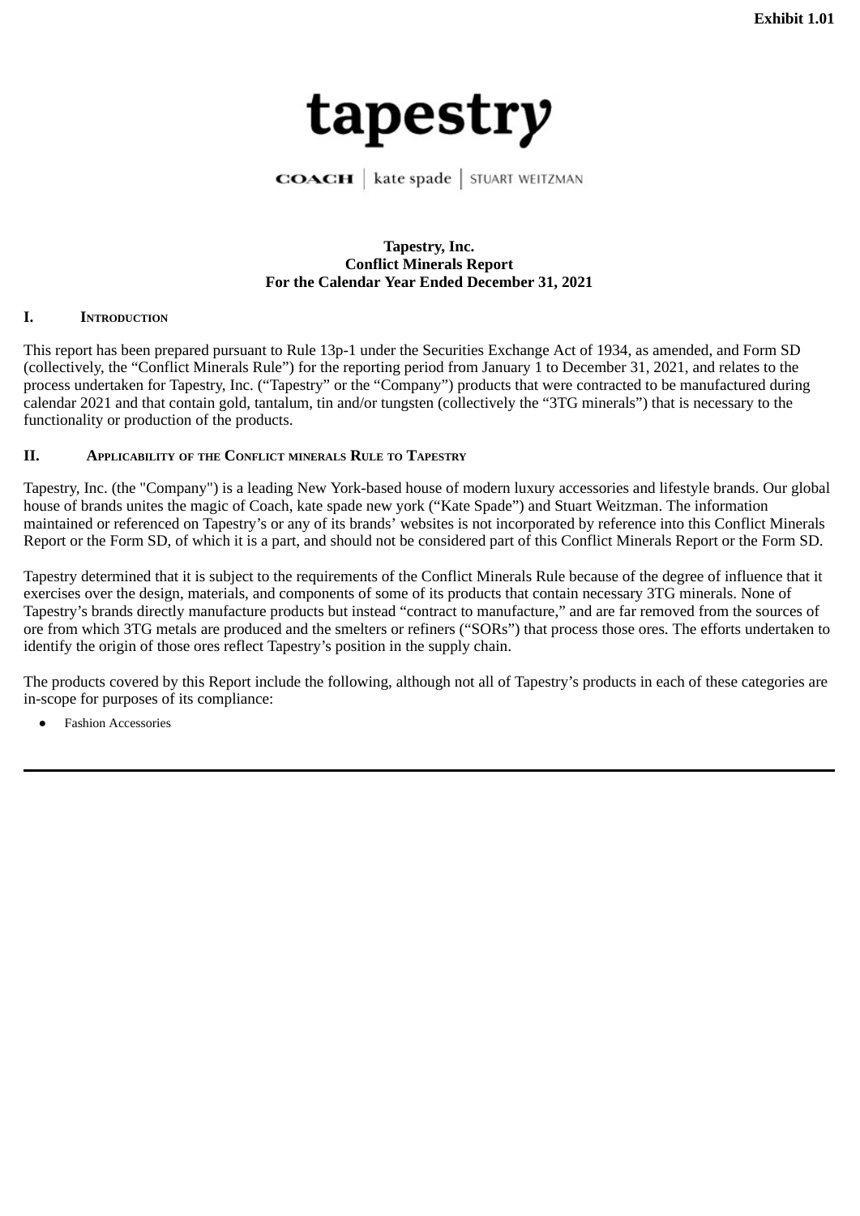**Exhibit 1.01**

tapestry

COACH | kate spade | STUART WEITZMAN

**Tapestry, Inc.**
**Conflict Minerals Report**
**For the Calendar Year Ended December 31, 2021**

## I. Introduction

This report has been prepared pursuant to Rule 13p-1 under the Securities Exchange Act of 1934, as amended, and Form SD (collectively, the "Conflict Minerals Rule") for the reporting period from January 1 to December 31, 2021, and relates to the process undertaken for Tapestry, Inc. ("Tapestry" or the "Company") products that were contracted to be manufactured during calendar 2021 and that contain gold, tantalum, tin and/or tungsten (collectively the "3TG minerals") that is necessary to the functionality or production of the products.

## II. Applicability of the Conflict minerals Rule to Tapestry

Tapestry, Inc. (the "Company") is a leading New York-based house of modern luxury accessories and lifestyle brands. Our global house of brands unites the magic of Coach, kate spade new york ("Kate Spade") and Stuart Weitzman. The information maintained or referenced on Tapestry's or any of its brands' websites is not incorporated by reference into this Conflict Minerals Report or the Form SD, of which it is a part, and should not be considered part of this Conflict Minerals Report or the Form SD.

Tapestry determined that it is subject to the requirements of the Conflict Minerals Rule because of the degree of influence that it exercises over the design, materials, and components of some of its products that contain necessary 3TG minerals. None of Tapestry's brands directly manufacture products but instead "contract to manufacture," and are far removed from the sources of ore from which 3TG metals are produced and the smelters or refiners ("SORs") that process those ores. The efforts undertaken to identify the origin of those ores reflect Tapestry's position in the supply chain.

The products covered by this Report include the following, although not all of Tapestry's products in each of these categories are in-scope for purposes of its compliance:

- Fashion Accessories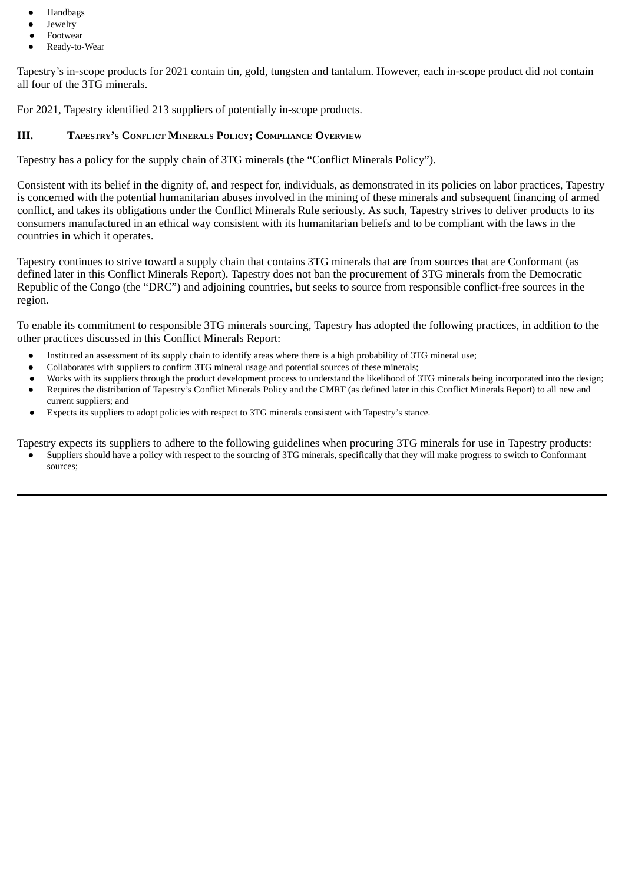- Handbags
- Jewelry
- Footwear
- Ready-to-Wear

Tapestry's in-scope products for 2021 contain tin, gold, tungsten and tantalum. However, each in-scope product did not contain all four of the 3TG minerals.

For 2021, Tapestry identified 213 suppliers of potentially in-scope products.

## III. Tapestry's Conflict Minerals Policy; Compliance Overview

Tapestry has a policy for the supply chain of 3TG minerals (the "Conflict Minerals Policy").

Consistent with its belief in the dignity of, and respect for, individuals, as demonstrated in its policies on labor practices, Tapestry is concerned with the potential humanitarian abuses involved in the mining of these minerals and subsequent financing of armed conflict, and takes its obligations under the Conflict Minerals Rule seriously. As such, Tapestry strives to deliver products to its consumers manufactured in an ethical way consistent with its humanitarian beliefs and to be compliant with the laws in the countries in which it operates.

Tapestry continues to strive toward a supply chain that contains 3TG minerals that are from sources that are Conformant (as defined later in this Conflict Minerals Report). Tapestry does not ban the procurement of 3TG minerals from the Democratic Republic of the Congo (the "DRC") and adjoining countries, but seeks to source from responsible conflict-free sources in the region.

To enable its commitment to responsible 3TG minerals sourcing, Tapestry has adopted the following practices, in addition to the other practices discussed in this Conflict Minerals Report:

- Instituted an assessment of its supply chain to identify areas where there is a high probability of 3TG mineral use;
- Collaborates with suppliers to confirm 3TG mineral usage and potential sources of these minerals;
- Works with its suppliers through the product development process to understand the likelihood of 3TG minerals being incorporated into the design;
- Requires the distribution of Tapestry's Conflict Minerals Policy and the CMRT (as defined later in this Conflict Minerals Report) to all new and current suppliers; and
- Expects its suppliers to adopt policies with respect to 3TG minerals consistent with Tapestry's stance.

Tapestry expects its suppliers to adhere to the following guidelines when procuring 3TG minerals for use in Tapestry products:

- Suppliers should have a policy with respect to the sourcing of 3TG minerals, specifically that they will make progress to switch to Conformant sources;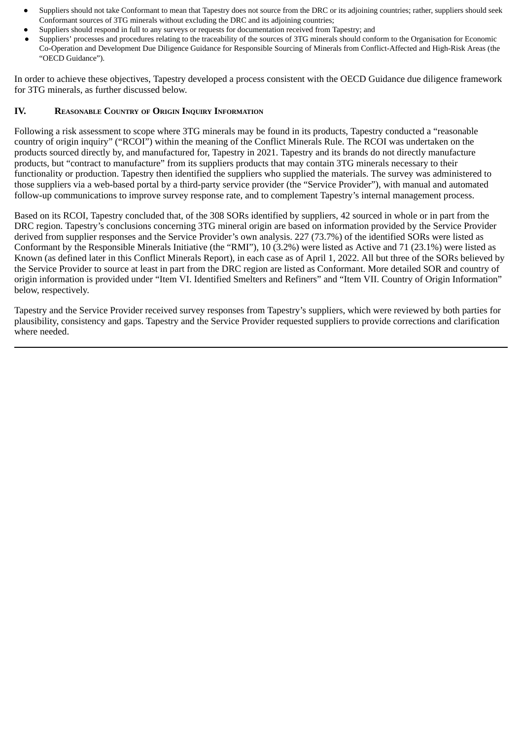- Suppliers should not take Conformant to mean that Tapestry does not source from the DRC or its adjoining countries; rather, suppliers should seek Conformant sources of 3TG minerals without excluding the DRC and its adjoining countries;
- Suppliers should respond in full to any surveys or requests for documentation received from Tapestry; and
- Suppliers' processes and procedures relating to the traceability of the sources of 3TG minerals should conform to the Organisation for Economic Co-Operation and Development Due Diligence Guidance for Responsible Sourcing of Minerals from Conflict-Affected and High-Risk Areas (the "OECD Guidance").

In order to achieve these objectives, Tapestry developed a process consistent with the OECD Guidance due diligence framework for 3TG minerals, as further discussed below.

## IV. Reasonable Country of Origin Inquiry Information

Following a risk assessment to scope where 3TG minerals may be found in its products, Tapestry conducted a "reasonable country of origin inquiry" ("RCOI") within the meaning of the Conflict Minerals Rule. The RCOI was undertaken on the products sourced directly by, and manufactured for, Tapestry in 2021. Tapestry and its brands do not directly manufacture products, but "contract to manufacture" from its suppliers products that may contain 3TG minerals necessary to their functionality or production. Tapestry then identified the suppliers who supplied the materials. The survey was administered to those suppliers via a web-based portal by a third-party service provider (the "Service Provider"), with manual and automated follow-up communications to improve survey response rate, and to complement Tapestry's internal management process.

Based on its RCOI, Tapestry concluded that, of the 308 SORs identified by suppliers, 42 sourced in whole or in part from the DRC region. Tapestry's conclusions concerning 3TG mineral origin are based on information provided by the Service Provider derived from supplier responses and the Service Provider's own analysis. 227 (73.7%) of the identified SORs were listed as Conformant by the Responsible Minerals Initiative (the "RMI"), 10 (3.2%) were listed as Active and 71 (23.1%) were listed as Known (as defined later in this Conflict Minerals Report), in each case as of April 1, 2022. All but three of the SORs believed by the Service Provider to source at least in part from the DRC region are listed as Conformant. More detailed SOR and country of origin information is provided under "Item VI. Identified Smelters and Refiners" and "Item VII. Country of Origin Information" below, respectively.

Tapestry and the Service Provider received survey responses from Tapestry's suppliers, which were reviewed by both parties for plausibility, consistency and gaps. Tapestry and the Service Provider requested suppliers to provide corrections and clarification where needed.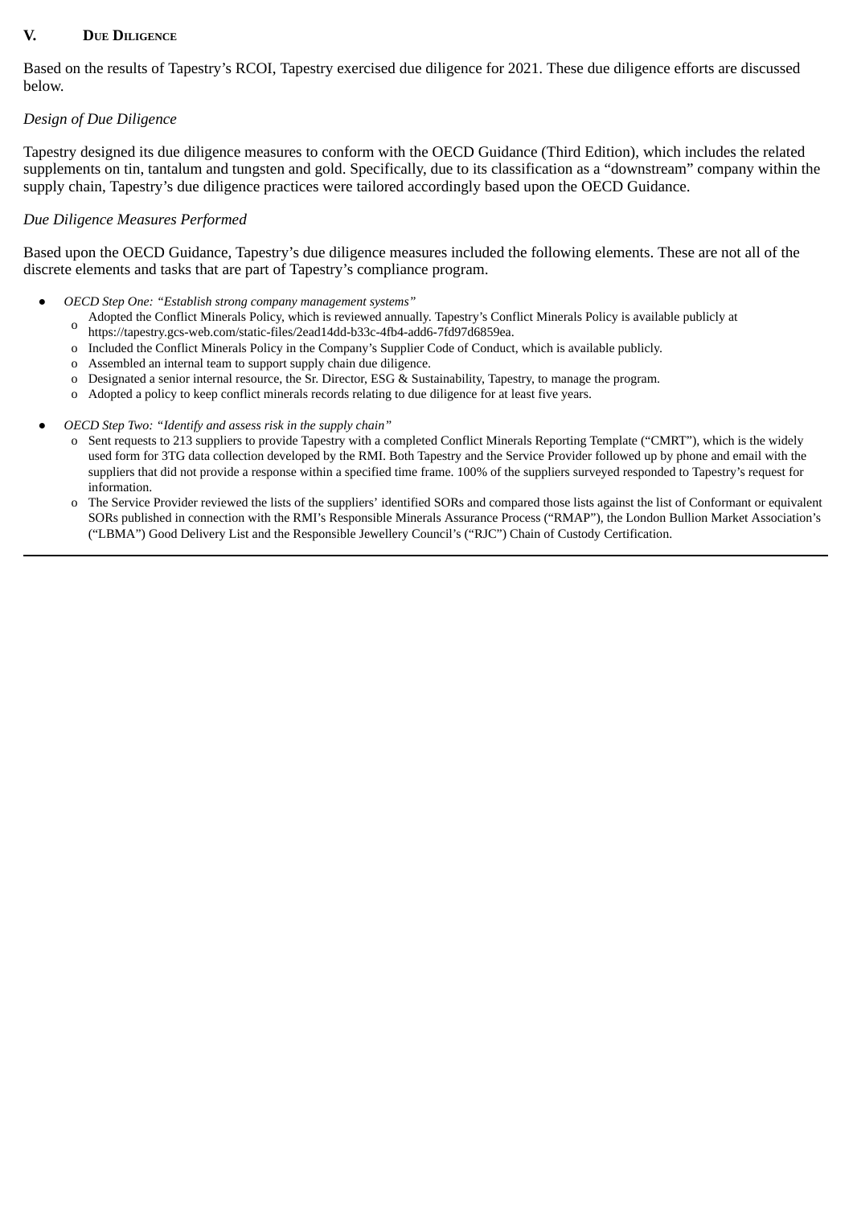## V. Due Diligence

Based on the results of Tapestry's RCOI, Tapestry exercised due diligence for 2021. These due diligence efforts are discussed below.

*Design of Due Diligence*

Tapestry designed its due diligence measures to conform with the OECD Guidance (Third Edition), which includes the related supplements on tin, tantalum and tungsten and gold. Specifically, due to its classification as a "downstream" company within the supply chain, Tapestry's due diligence practices were tailored accordingly based upon the OECD Guidance.

*Due Diligence Measures Performed*

Based upon the OECD Guidance, Tapestry's due diligence measures included the following elements. These are not all of the discrete elements and tasks that are part of Tapestry's compliance program.

- *OECD Step One: "Establish strong company management systems"*
  - Adopted the Conflict Minerals Policy, which is reviewed annually. Tapestry's Conflict Minerals Policy is available publicly at https://tapestry.gcs-web.com/static-files/2ead14dd-b33c-4fb4-add6-7fd97d6859ea.
  - Included the Conflict Minerals Policy in the Company's Supplier Code of Conduct, which is available publicly.
  - Assembled an internal team to support supply chain due diligence.
  - Designated a senior internal resource, the Sr. Director, ESG & Sustainability, Tapestry, to manage the program.
  - Adopted a policy to keep conflict minerals records relating to due diligence for at least five years.

- *OECD Step Two: "Identify and assess risk in the supply chain"*
  - Sent requests to 213 suppliers to provide Tapestry with a completed Conflict Minerals Reporting Template ("CMRT"), which is the widely used form for 3TG data collection developed by the RMI. Both Tapestry and the Service Provider followed up by phone and email with the suppliers that did not provide a response within a specified time frame. 100% of the suppliers surveyed responded to Tapestry's request for information.
  - The Service Provider reviewed the lists of the suppliers' identified SORs and compared those lists against the list of Conformant or equivalent SORs published in connection with the RMI's Responsible Minerals Assurance Process ("RMAP"), the London Bullion Market Association's ("LBMA") Good Delivery List and the Responsible Jewellery Council's ("RJC") Chain of Custody Certification.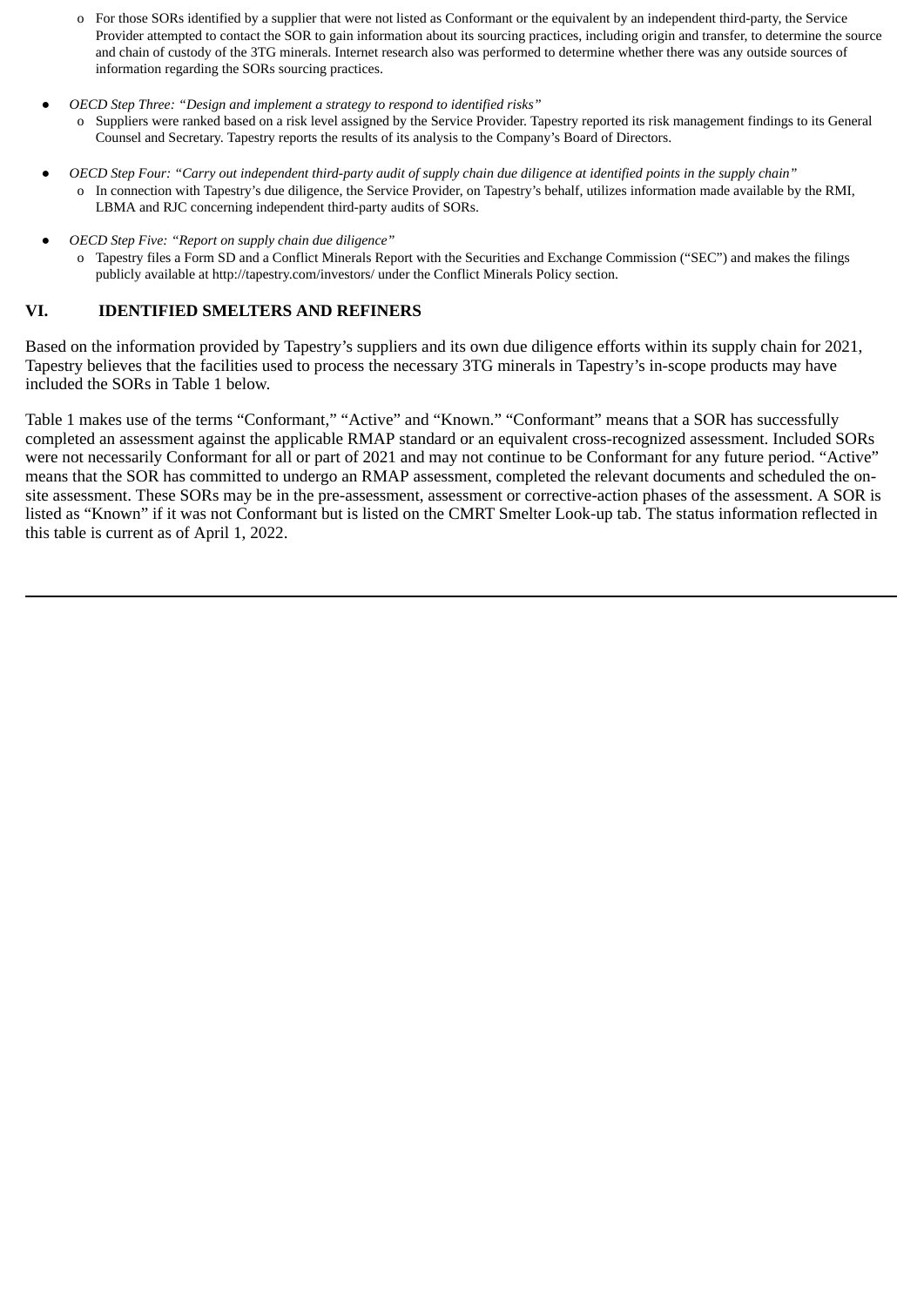- For those SORs identified by a supplier that were not listed as Conformant or the equivalent by an independent third-party, the Service Provider attempted to contact the SOR to gain information about its sourcing practices, including origin and transfer, to determine the source and chain of custody of the 3TG minerals. Internet research also was performed to determine whether there was any outside sources of information regarding the SORs sourcing practices.

- *OECD Step Three: "Design and implement a strategy to respond to identified risks"*
  - Suppliers were ranked based on a risk level assigned by the Service Provider. Tapestry reported its risk management findings to its General Counsel and Secretary. Tapestry reports the results of its analysis to the Company's Board of Directors.

- *OECD Step Four: "Carry out independent third-party audit of supply chain due diligence at identified points in the supply chain"*
  - In connection with Tapestry's due diligence, the Service Provider, on Tapestry's behalf, utilizes information made available by the RMI, LBMA and RJC concerning independent third-party audits of SORs.

- *OECD Step Five: "Report on supply chain due diligence"*
  - Tapestry files a Form SD and a Conflict Minerals Report with the Securities and Exchange Commission ("SEC") and makes the filings publicly available at http://tapestry.com/investors/ under the Conflict Minerals Policy section.

## VI. IDENTIFIED SMELTERS AND REFINERS

Based on the information provided by Tapestry's suppliers and its own due diligence efforts within its supply chain for 2021, Tapestry believes that the facilities used to process the necessary 3TG minerals in Tapestry's in-scope products may have included the SORs in Table 1 below.

Table 1 makes use of the terms "Conformant," "Active" and "Known." "Conformant" means that a SOR has successfully completed an assessment against the applicable RMAP standard or an equivalent cross-recognized assessment. Included SORs were not necessarily Conformant for all or part of 2021 and may not continue to be Conformant for any future period. "Active" means that the SOR has committed to undergo an RMAP assessment, completed the relevant documents and scheduled the on-site assessment. These SORs may be in the pre-assessment, assessment or corrective-action phases of the assessment. A SOR is listed as "Known" if it was not Conformant but is listed on the CMRT Smelter Look-up tab. The status information reflected in this table is current as of April 1, 2022.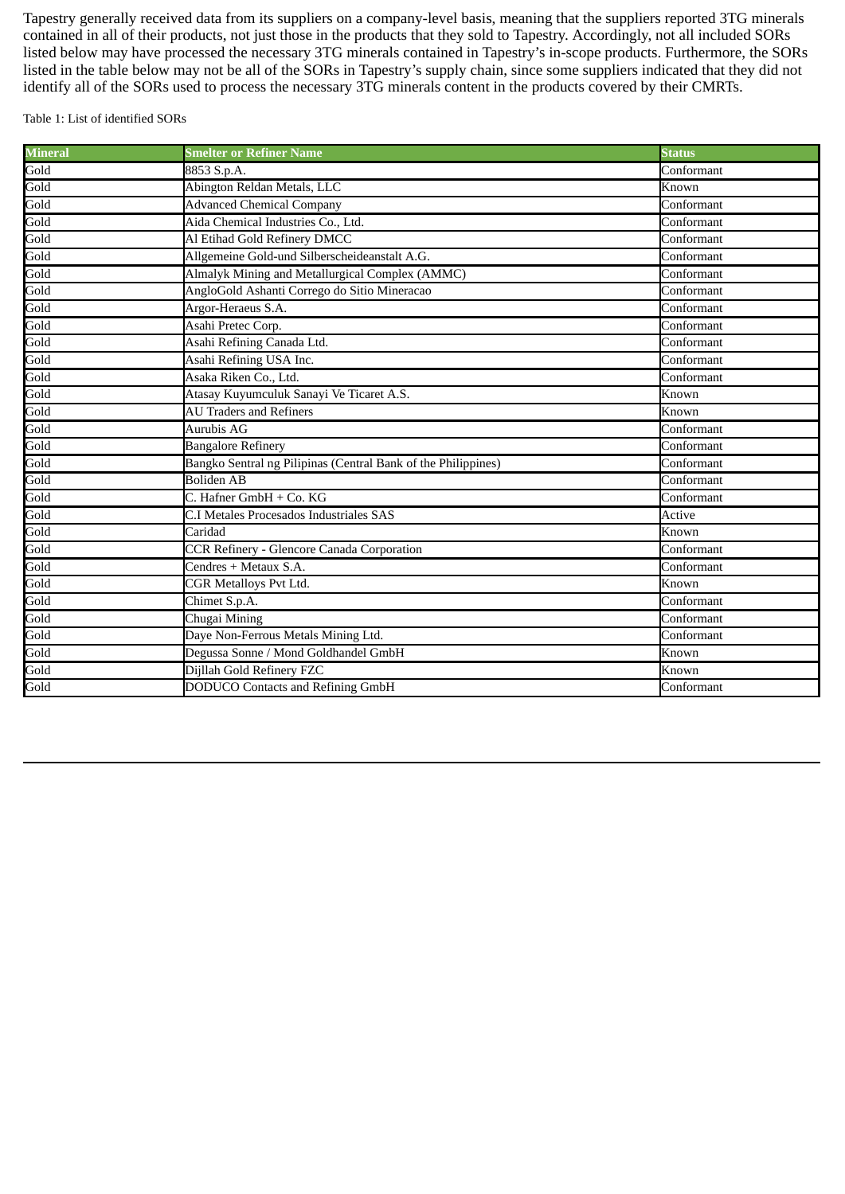Tapestry generally received data from its suppliers on a company-level basis, meaning that the suppliers reported 3TG minerals contained in all of their products, not just those in the products that they sold to Tapestry. Accordingly, not all included SORs listed below may have processed the necessary 3TG minerals contained in Tapestry's in-scope products. Furthermore, the SORs listed in the table below may not be all of the SORs in Tapestry's supply chain, since some suppliers indicated that they did not identify all of the SORs used to process the necessary 3TG minerals content in the products covered by their CMRTs.

Table 1: List of identified SORs

| Mineral | Smelter or Refiner Name | Status |
|---|---|---|
| Gold | 8853 S.p.A. | Conformant |
| Gold | Abington Reldan Metals, LLC | Known |
| Gold | Advanced Chemical Company | Conformant |
| Gold | Aida Chemical Industries Co., Ltd. | Conformant |
| Gold | Al Etihad Gold Refinery DMCC | Conformant |
| Gold | Allgemeine Gold-und Silberscheideanstalt A.G. | Conformant |
| Gold | Almalyk Mining and Metallurgical Complex (AMMC) | Conformant |
| Gold | AngloGold Ashanti Corrego do Sitio Mineracao | Conformant |
| Gold | Argor-Heraeus S.A. | Conformant |
| Gold | Asahi Pretec Corp. | Conformant |
| Gold | Asahi Refining Canada Ltd. | Conformant |
| Gold | Asahi Refining USA Inc. | Conformant |
| Gold | Asaka Riken Co., Ltd. | Conformant |
| Gold | Atasay Kuyumculuk Sanayi Ve Ticaret A.S. | Known |
| Gold | AU Traders and Refiners | Known |
| Gold | Aurubis AG | Conformant |
| Gold | Bangalore Refinery | Conformant |
| Gold | Bangko Sentral ng Pilipinas (Central Bank of the Philippines) | Conformant |
| Gold | Boliden AB | Conformant |
| Gold | C. Hafner GmbH + Co. KG | Conformant |
| Gold | C.I Metales Procesados Industriales SAS | Active |
| Gold | Caridad | Known |
| Gold | CCR Refinery - Glencore Canada Corporation | Conformant |
| Gold | Cendres + Metaux S.A. | Conformant |
| Gold | CGR Metalloys Pvt Ltd. | Known |
| Gold | Chimet S.p.A. | Conformant |
| Gold | Chugai Mining | Conformant |
| Gold | Daye Non-Ferrous Metals Mining Ltd. | Conformant |
| Gold | Degussa Sonne / Mond Goldhandel GmbH | Known |
| Gold | Dijllah Gold Refinery FZC | Known |
| Gold | DODUCO Contacts and Refining GmbH | Conformant |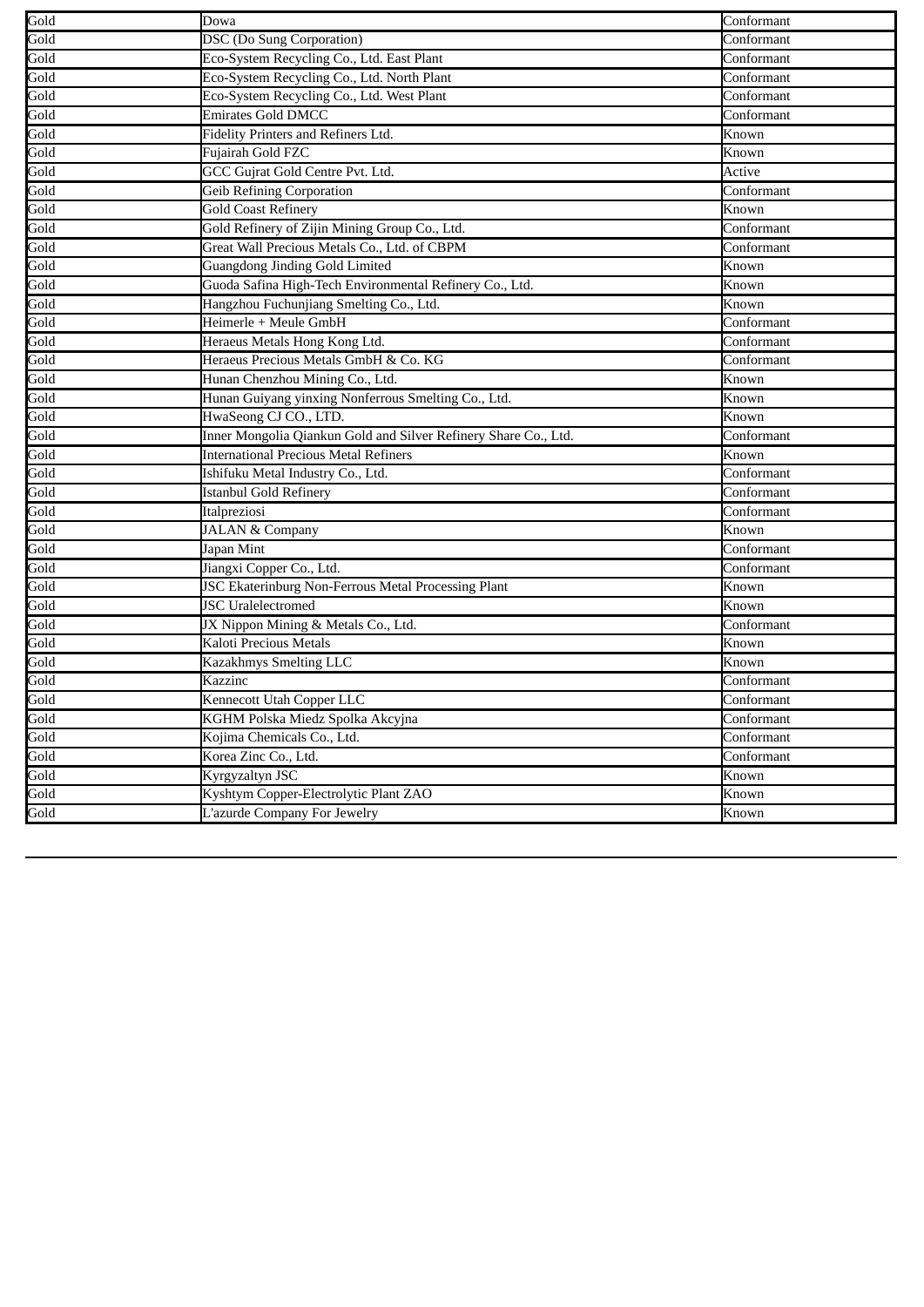| | | |
|---|---|---|
| Gold | Dowa | Conformant |
| Gold | DSC (Do Sung Corporation) | Conformant |
| Gold | Eco-System Recycling Co., Ltd. East Plant | Conformant |
| Gold | Eco-System Recycling Co., Ltd. North Plant | Conformant |
| Gold | Eco-System Recycling Co., Ltd. West Plant | Conformant |
| Gold | Emirates Gold DMCC | Conformant |
| Gold | Fidelity Printers and Refiners Ltd. | Known |
| Gold | Fujairah Gold FZC | Known |
| Gold | GCC Gujrat Gold Centre Pvt. Ltd. | Active |
| Gold | Geib Refining Corporation | Conformant |
| Gold | Gold Coast Refinery | Known |
| Gold | Gold Refinery of Zijin Mining Group Co., Ltd. | Conformant |
| Gold | Great Wall Precious Metals Co., Ltd. of CBPM | Conformant |
| Gold | Guangdong Jinding Gold Limited | Known |
| Gold | Guoda Safina High-Tech Environmental Refinery Co., Ltd. | Known |
| Gold | Hangzhou Fuchunjiang Smelting Co., Ltd. | Known |
| Gold | Heimerle + Meule GmbH | Conformant |
| Gold | Heraeus Metals Hong Kong Ltd. | Conformant |
| Gold | Heraeus Precious Metals GmbH & Co. KG | Conformant |
| Gold | Hunan Chenzhou Mining Co., Ltd. | Known |
| Gold | Hunan Guiyang yinxing Nonferrous Smelting Co., Ltd. | Known |
| Gold | HwaSeong CJ CO., LTD. | Known |
| Gold | Inner Mongolia Qiankun Gold and Silver Refinery Share Co., Ltd. | Conformant |
| Gold | International Precious Metal Refiners | Known |
| Gold | Ishifuku Metal Industry Co., Ltd. | Conformant |
| Gold | Istanbul Gold Refinery | Conformant |
| Gold | Italpreziosi | Conformant |
| Gold | JALAN & Company | Known |
| Gold | Japan Mint | Conformant |
| Gold | Jiangxi Copper Co., Ltd. | Conformant |
| Gold | JSC Ekaterinburg Non-Ferrous Metal Processing Plant | Known |
| Gold | JSC Uralelectromed | Known |
| Gold | JX Nippon Mining & Metals Co., Ltd. | Conformant |
| Gold | Kaloti Precious Metals | Known |
| Gold | Kazakhmys Smelting LLC | Known |
| Gold | Kazzinc | Conformant |
| Gold | Kennecott Utah Copper LLC | Conformant |
| Gold | KGHM Polska Miedz Spolka Akcyjna | Conformant |
| Gold | Kojima Chemicals Co., Ltd. | Conformant |
| Gold | Korea Zinc Co., Ltd. | Conformant |
| Gold | Kyrgyzaltyn JSC | Known |
| Gold | Kyshtym Copper-Electrolytic Plant ZAO | Known |
| Gold | L'azurde Company For Jewelry | Known |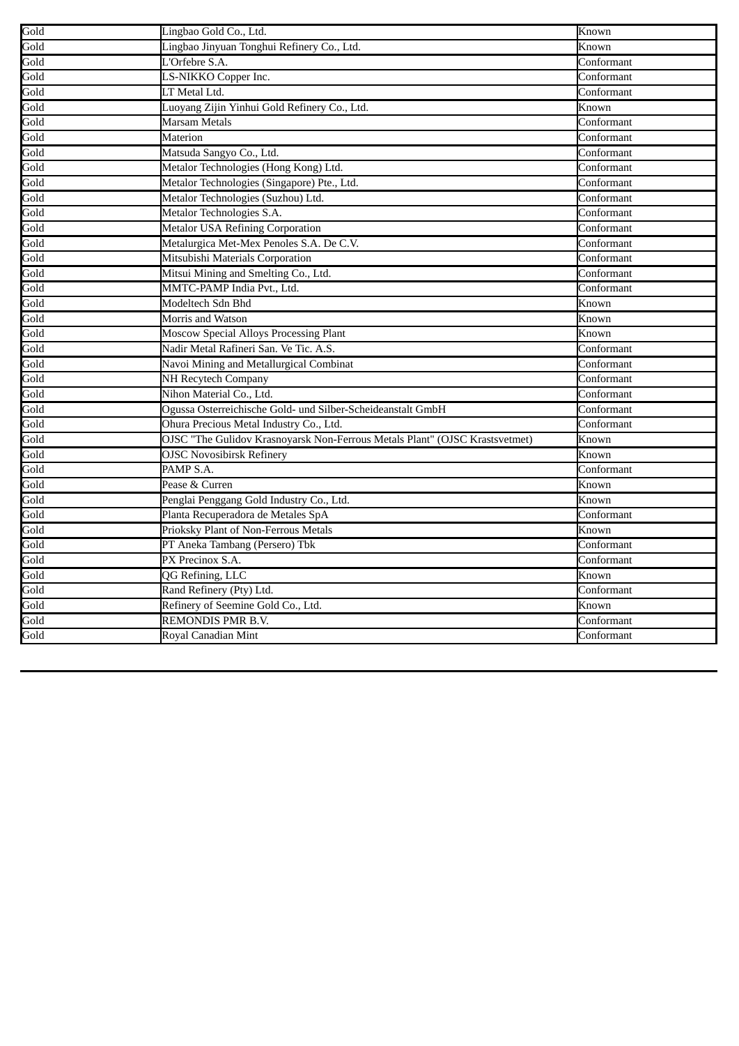| | | |
|---|---|---|
| Gold | Lingbao Gold Co., Ltd. | Known |
| Gold | Lingbao Jinyuan Tonghui Refinery Co., Ltd. | Known |
| Gold | L'Orfebre S.A. | Conformant |
| Gold | LS-NIKKO Copper Inc. | Conformant |
| Gold | LT Metal Ltd. | Conformant |
| Gold | Luoyang Zijin Yinhui Gold Refinery Co., Ltd. | Known |
| Gold | Marsam Metals | Conformant |
| Gold | Materion | Conformant |
| Gold | Matsuda Sangyo Co., Ltd. | Conformant |
| Gold | Metalor Technologies (Hong Kong) Ltd. | Conformant |
| Gold | Metalor Technologies (Singapore) Pte., Ltd. | Conformant |
| Gold | Metalor Technologies (Suzhou) Ltd. | Conformant |
| Gold | Metalor Technologies S.A. | Conformant |
| Gold | Metalor USA Refining Corporation | Conformant |
| Gold | Metalurgica Met-Mex Penoles S.A. De C.V. | Conformant |
| Gold | Mitsubishi Materials Corporation | Conformant |
| Gold | Mitsui Mining and Smelting Co., Ltd. | Conformant |
| Gold | MMTC-PAMP India Pvt., Ltd. | Conformant |
| Gold | Modeltech Sdn Bhd | Known |
| Gold | Morris and Watson | Known |
| Gold | Moscow Special Alloys Processing Plant | Known |
| Gold | Nadir Metal Rafineri San. Ve Tic. A.S. | Conformant |
| Gold | Navoi Mining and Metallurgical Combinat | Conformant |
| Gold | NH Recytech Company | Conformant |
| Gold | Nihon Material Co., Ltd. | Conformant |
| Gold | Ogussa Osterreichische Gold- und Silber-Scheideanstalt GmbH | Conformant |
| Gold | Ohura Precious Metal Industry Co., Ltd. | Conformant |
| Gold | OJSC "The Gulidov Krasnoyarsk Non-Ferrous Metals Plant" (OJSC Krastsvetmet) | Known |
| Gold | OJSC Novosibirsk Refinery | Known |
| Gold | PAMP S.A. | Conformant |
| Gold | Pease & Curren | Known |
| Gold | Penglai Penggang Gold Industry Co., Ltd. | Known |
| Gold | Planta Recuperadora de Metales SpA | Conformant |
| Gold | Prioksky Plant of Non-Ferrous Metals | Known |
| Gold | PT Aneka Tambang (Persero) Tbk | Conformant |
| Gold | PX Precinox S.A. | Conformant |
| Gold | QG Refining, LLC | Known |
| Gold | Rand Refinery (Pty) Ltd. | Conformant |
| Gold | Refinery of Seemine Gold Co., Ltd. | Known |
| Gold | REMONDIS PMR B.V. | Conformant |
| Gold | Royal Canadian Mint | Conformant |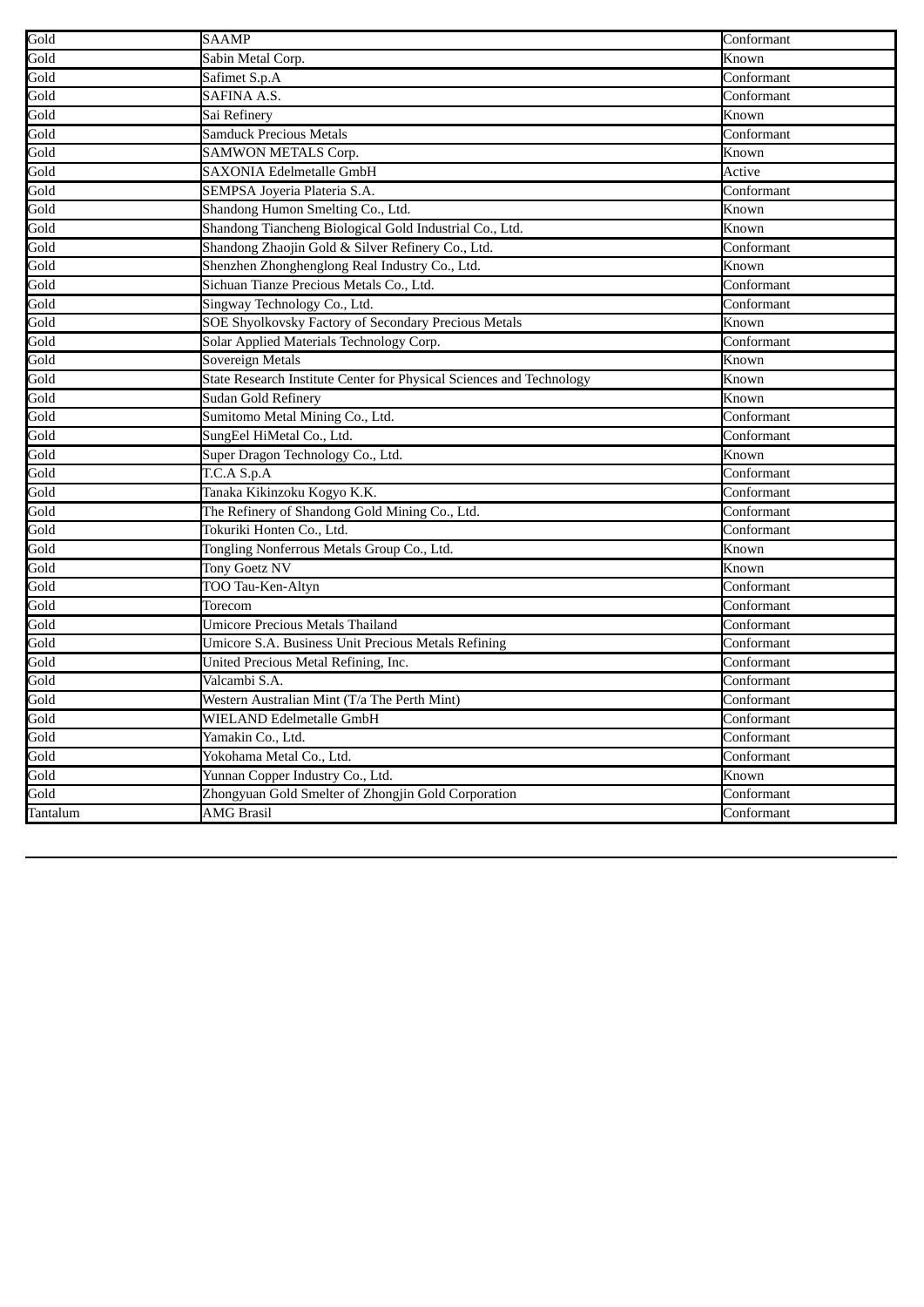| Gold | SAAMP | Conformant |
|---|---|---|
| Gold | Sabin Metal Corp. | Known |
| Gold | Safimet S.p.A | Conformant |
| Gold | SAFINA A.S. | Conformant |
| Gold | Sai Refinery | Known |
| Gold | Samduck Precious Metals | Conformant |
| Gold | SAMWON METALS Corp. | Known |
| Gold | SAXONIA Edelmetalle GmbH | Active |
| Gold | SEMPSA Joyeria Plateria S.A. | Conformant |
| Gold | Shandong Humon Smelting Co., Ltd. | Known |
| Gold | Shandong Tiancheng Biological Gold Industrial Co., Ltd. | Known |
| Gold | Shandong Zhaojin Gold & Silver Refinery Co., Ltd. | Conformant |
| Gold | Shenzhen Zhonghenglong Real Industry Co., Ltd. | Known |
| Gold | Sichuan Tianze Precious Metals Co., Ltd. | Conformant |
| Gold | Singway Technology Co., Ltd. | Conformant |
| Gold | SOE Shyolkovsky Factory of Secondary Precious Metals | Known |
| Gold | Solar Applied Materials Technology Corp. | Conformant |
| Gold | Sovereign Metals | Known |
| Gold | State Research Institute Center for Physical Sciences and Technology | Known |
| Gold | Sudan Gold Refinery | Known |
| Gold | Sumitomo Metal Mining Co., Ltd. | Conformant |
| Gold | SungEel HiMetal Co., Ltd. | Conformant |
| Gold | Super Dragon Technology Co., Ltd. | Known |
| Gold | T.C.A S.p.A | Conformant |
| Gold | Tanaka Kikinzoku Kogyo K.K. | Conformant |
| Gold | The Refinery of Shandong Gold Mining Co., Ltd. | Conformant |
| Gold | Tokuriki Honten Co., Ltd. | Conformant |
| Gold | Tongling Nonferrous Metals Group Co., Ltd. | Known |
| Gold | Tony Goetz NV | Known |
| Gold | TOO Tau-Ken-Altyn | Conformant |
| Gold | Torecom | Conformant |
| Gold | Umicore Precious Metals Thailand | Conformant |
| Gold | Umicore S.A. Business Unit Precious Metals Refining | Conformant |
| Gold | United Precious Metal Refining, Inc. | Conformant |
| Gold | Valcambi S.A. | Conformant |
| Gold | Western Australian Mint (T/a The Perth Mint) | Conformant |
| Gold | WIELAND Edelmetalle GmbH | Conformant |
| Gold | Yamakin Co., Ltd. | Conformant |
| Gold | Yokohama Metal Co., Ltd. | Conformant |
| Gold | Yunnan Copper Industry Co., Ltd. | Known |
| Gold | Zhongyuan Gold Smelter of Zhongjin Gold Corporation | Conformant |
| Tantalum | AMG Brasil | Conformant |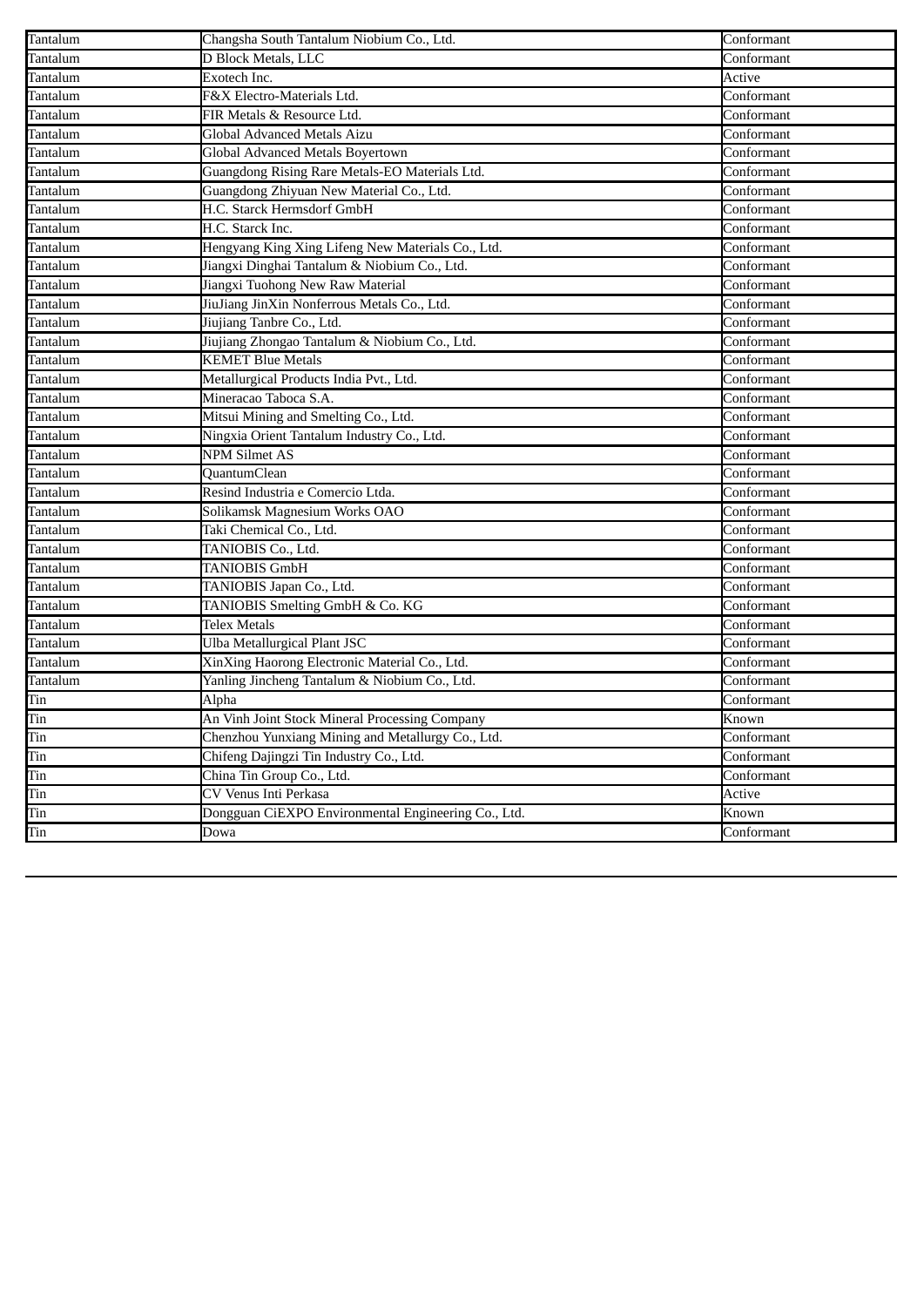| Tantalum | Changsha South Tantalum Niobium Co., Ltd. | Conformant |
|---|---|---|
| Tantalum | D Block Metals, LLC | Conformant |
| Tantalum | Exotech Inc. | Active |
| Tantalum | F&X Electro-Materials Ltd. | Conformant |
| Tantalum | FIR Metals & Resource Ltd. | Conformant |
| Tantalum | Global Advanced Metals Aizu | Conformant |
| Tantalum | Global Advanced Metals Boyertown | Conformant |
| Tantalum | Guangdong Rising Rare Metals-EO Materials Ltd. | Conformant |
| Tantalum | Guangdong Zhiyuan New Material Co., Ltd. | Conformant |
| Tantalum | H.C. Starck Hermsdorf GmbH | Conformant |
| Tantalum | H.C. Starck Inc. | Conformant |
| Tantalum | Hengyang King Xing Lifeng New Materials Co., Ltd. | Conformant |
| Tantalum | Jiangxi Dinghai Tantalum & Niobium Co., Ltd. | Conformant |
| Tantalum | Jiangxi Tuohong New Raw Material | Conformant |
| Tantalum | JiuJiang JinXin Nonferrous Metals Co., Ltd. | Conformant |
| Tantalum | Jiujiang Tanbre Co., Ltd. | Conformant |
| Tantalum | Jiujiang Zhongao Tantalum & Niobium Co., Ltd. | Conformant |
| Tantalum | KEMET Blue Metals | Conformant |
| Tantalum | Metallurgical Products India Pvt., Ltd. | Conformant |
| Tantalum | Mineracao Taboca S.A. | Conformant |
| Tantalum | Mitsui Mining and Smelting Co., Ltd. | Conformant |
| Tantalum | Ningxia Orient Tantalum Industry Co., Ltd. | Conformant |
| Tantalum | NPM Silmet AS | Conformant |
| Tantalum | QuantumClean | Conformant |
| Tantalum | Resind Industria e Comercio Ltda. | Conformant |
| Tantalum | Solikamsk Magnesium Works OAO | Conformant |
| Tantalum | Taki Chemical Co., Ltd. | Conformant |
| Tantalum | TANIOBIS Co., Ltd. | Conformant |
| Tantalum | TANIOBIS GmbH | Conformant |
| Tantalum | TANIOBIS Japan Co., Ltd. | Conformant |
| Tantalum | TANIOBIS Smelting GmbH & Co. KG | Conformant |
| Tantalum | Telex Metals | Conformant |
| Tantalum | Ulba Metallurgical Plant JSC | Conformant |
| Tantalum | XinXing Haorong Electronic Material Co., Ltd. | Conformant |
| Tantalum | Yanling Jincheng Tantalum & Niobium Co., Ltd. | Conformant |
| Tin | Alpha | Conformant |
| Tin | An Vinh Joint Stock Mineral Processing Company | Known |
| Tin | Chenzhou Yunxiang Mining and Metallurgy Co., Ltd. | Conformant |
| Tin | Chifeng Dajingzi Tin Industry Co., Ltd. | Conformant |
| Tin | China Tin Group Co., Ltd. | Conformant |
| Tin | CV Venus Inti Perkasa | Active |
| Tin | Dongguan CiEXPO Environmental Engineering Co., Ltd. | Known |
| Tin | Dowa | Conformant |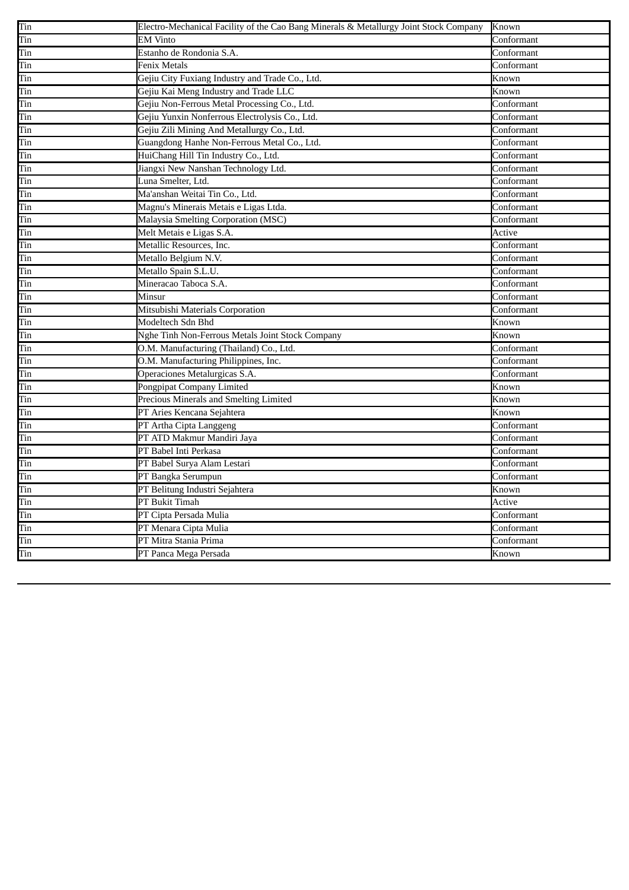| Tin | Electro-Mechanical Facility of the Cao Bang Minerals & Metallurgy Joint Stock Company | Known |
|---|---|---|
| Tin | EM Vinto | Conformant |
| Tin | Estanho de Rondonia S.A. | Conformant |
| Tin | Fenix Metals | Conformant |
| Tin | Gejiu City Fuxiang Industry and Trade Co., Ltd. | Known |
| Tin | Gejiu Kai Meng Industry and Trade LLC | Known |
| Tin | Gejiu Non-Ferrous Metal Processing Co., Ltd. | Conformant |
| Tin | Gejiu Yunxin Nonferrous Electrolysis Co., Ltd. | Conformant |
| Tin | Gejiu Zili Mining And Metallurgy Co., Ltd. | Conformant |
| Tin | Guangdong Hanhe Non-Ferrous Metal Co., Ltd. | Conformant |
| Tin | HuiChang Hill Tin Industry Co., Ltd. | Conformant |
| Tin | Jiangxi New Nanshan Technology Ltd. | Conformant |
| Tin | Luna Smelter, Ltd. | Conformant |
| Tin | Ma'anshan Weitai Tin Co., Ltd. | Conformant |
| Tin | Magnu's Minerais Metais e Ligas Ltda. | Conformant |
| Tin | Malaysia Smelting Corporation (MSC) | Conformant |
| Tin | Melt Metais e Ligas S.A. | Active |
| Tin | Metallic Resources, Inc. | Conformant |
| Tin | Metallo Belgium N.V. | Conformant |
| Tin | Metallo Spain S.L.U. | Conformant |
| Tin | Mineracao Taboca S.A. | Conformant |
| Tin | Minsur | Conformant |
| Tin | Mitsubishi Materials Corporation | Conformant |
| Tin | Modeltech Sdn Bhd | Known |
| Tin | Nghe Tinh Non-Ferrous Metals Joint Stock Company | Known |
| Tin | O.M. Manufacturing (Thailand) Co., Ltd. | Conformant |
| Tin | O.M. Manufacturing Philippines, Inc. | Conformant |
| Tin | Operaciones Metalurgicas S.A. | Conformant |
| Tin | Pongpipat Company Limited | Known |
| Tin | Precious Minerals and Smelting Limited | Known |
| Tin | PT Aries Kencana Sejahtera | Known |
| Tin | PT Artha Cipta Langgeng | Conformant |
| Tin | PT ATD Makmur Mandiri Jaya | Conformant |
| Tin | PT Babel Inti Perkasa | Conformant |
| Tin | PT Babel Surya Alam Lestari | Conformant |
| Tin | PT Bangka Serumpun | Conformant |
| Tin | PT Belitung Industri Sejahtera | Known |
| Tin | PT Bukit Timah | Active |
| Tin | PT Cipta Persada Mulia | Conformant |
| Tin | PT Menara Cipta Mulia | Conformant |
| Tin | PT Mitra Stania Prima | Conformant |
| Tin | PT Panca Mega Persada | Known |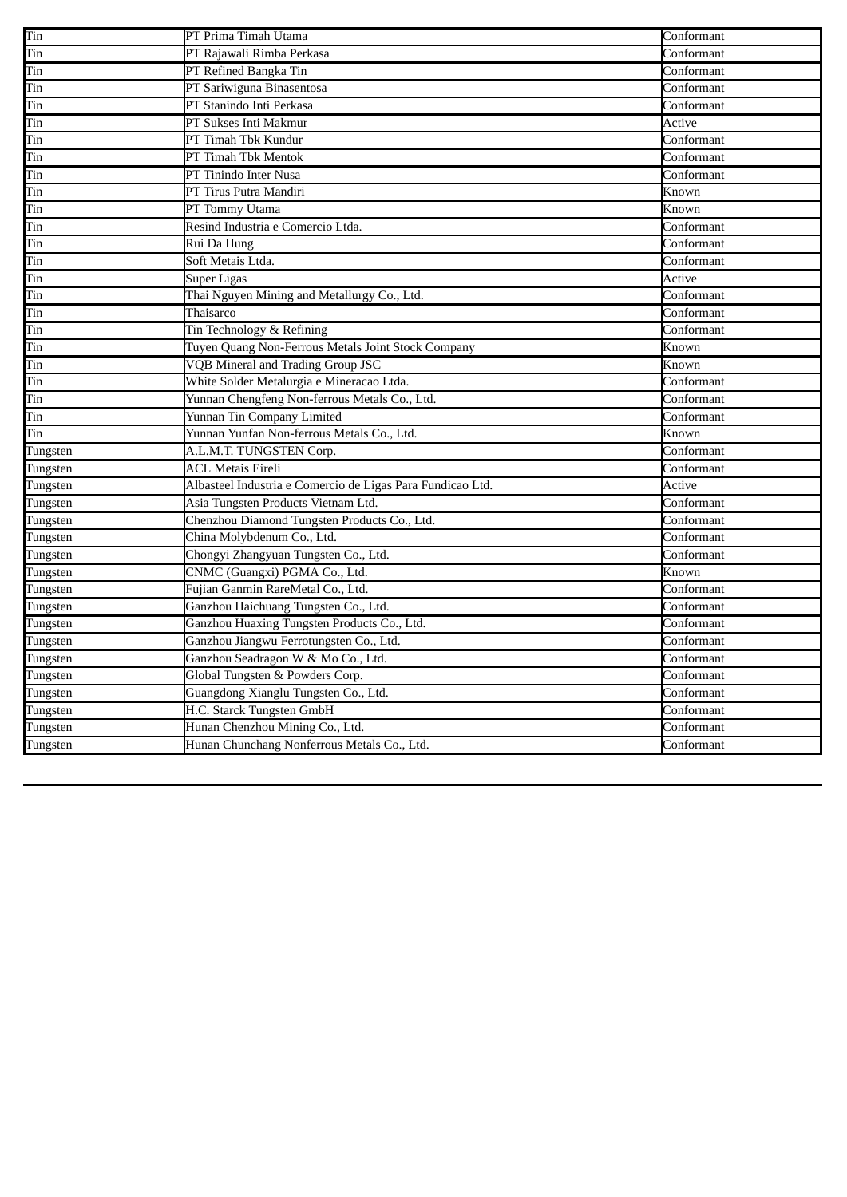| Tin | PT Prima Timah Utama | Conformant |
|---|---|---|
| Tin | PT Rajawali Rimba Perkasa | Conformant |
| Tin | PT Refined Bangka Tin | Conformant |
| Tin | PT Sariwiguna Binasentosa | Conformant |
| Tin | PT Stanindo Inti Perkasa | Conformant |
| Tin | PT Sukses Inti Makmur | Active |
| Tin | PT Timah Tbk Kundur | Conformant |
| Tin | PT Timah Tbk Mentok | Conformant |
| Tin | PT Tinindo Inter Nusa | Conformant |
| Tin | PT Tirus Putra Mandiri | Known |
| Tin | PT Tommy Utama | Known |
| Tin | Resind Industria e Comercio Ltda. | Conformant |
| Tin | Rui Da Hung | Conformant |
| Tin | Soft Metais Ltda. | Conformant |
| Tin | Super Ligas | Active |
| Tin | Thai Nguyen Mining and Metallurgy Co., Ltd. | Conformant |
| Tin | Thaisarco | Conformant |
| Tin | Tin Technology & Refining | Conformant |
| Tin | Tuyen Quang Non-Ferrous Metals Joint Stock Company | Known |
| Tin | VQB Mineral and Trading Group JSC | Known |
| Tin | White Solder Metalurgia e Mineracao Ltda. | Conformant |
| Tin | Yunnan Chengfeng Non-ferrous Metals Co., Ltd. | Conformant |
| Tin | Yunnan Tin Company Limited | Conformant |
| Tin | Yunnan Yunfan Non-ferrous Metals Co., Ltd. | Known |
| Tungsten | A.L.M.T. TUNGSTEN Corp. | Conformant |
| Tungsten | ACL Metais Eireli | Conformant |
| Tungsten | Albasteel Industria e Comercio de Ligas Para Fundicao Ltd. | Active |
| Tungsten | Asia Tungsten Products Vietnam Ltd. | Conformant |
| Tungsten | Chenzhou Diamond Tungsten Products Co., Ltd. | Conformant |
| Tungsten | China Molybdenum Co., Ltd. | Conformant |
| Tungsten | Chongyi Zhangyuan Tungsten Co., Ltd. | Conformant |
| Tungsten | CNMC (Guangxi) PGMA Co., Ltd. | Known |
| Tungsten | Fujian Ganmin RareMetal Co., Ltd. | Conformant |
| Tungsten | Ganzhou Haichuang Tungsten Co., Ltd. | Conformant |
| Tungsten | Ganzhou Huaxing Tungsten Products Co., Ltd. | Conformant |
| Tungsten | Ganzhou Jiangwu Ferrotungsten Co., Ltd. | Conformant |
| Tungsten | Ganzhou Seadragon W & Mo Co., Ltd. | Conformant |
| Tungsten | Global Tungsten & Powders Corp. | Conformant |
| Tungsten | Guangdong Xianglu Tungsten Co., Ltd. | Conformant |
| Tungsten | H.C. Starck Tungsten GmbH | Conformant |
| Tungsten | Hunan Chenzhou Mining Co., Ltd. | Conformant |
| Tungsten | Hunan Chunchang Nonferrous Metals Co., Ltd. | Conformant |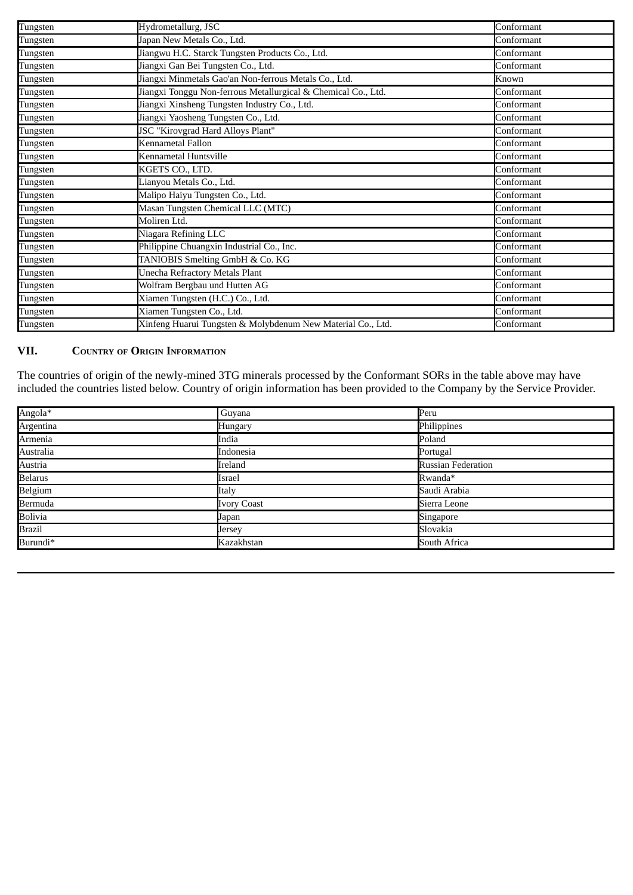| Tungsten | Hydrometallurg, JSC | Conformant |
|---|---|---|
| Tungsten | Japan New Metals Co., Ltd. | Conformant |
| Tungsten | Jiangwu H.C. Starck Tungsten Products Co., Ltd. | Conformant |
| Tungsten | Jiangxi Gan Bei Tungsten Co., Ltd. | Conformant |
| Tungsten | Jiangxi Minmetals Gao'an Non-ferrous Metals Co., Ltd. | Known |
| Tungsten | Jiangxi Tonggu Non-ferrous Metallurgical & Chemical Co., Ltd. | Conformant |
| Tungsten | Jiangxi Xinsheng Tungsten Industry Co., Ltd. | Conformant |
| Tungsten | Jiangxi Yaosheng Tungsten Co., Ltd. | Conformant |
| Tungsten | JSC "Kirovgrad Hard Alloys Plant" | Conformant |
| Tungsten | Kennametal Fallon | Conformant |
| Tungsten | Kennametal Huntsville | Conformant |
| Tungsten | KGETS CO., LTD. | Conformant |
| Tungsten | Lianyou Metals Co., Ltd. | Conformant |
| Tungsten | Malipo Haiyu Tungsten Co., Ltd. | Conformant |
| Tungsten | Masan Tungsten Chemical LLC (MTC) | Conformant |
| Tungsten | Moliren Ltd. | Conformant |
| Tungsten | Niagara Refining LLC | Conformant |
| Tungsten | Philippine Chuangxin Industrial Co., Inc. | Conformant |
| Tungsten | TANIOBIS Smelting GmbH & Co. KG | Conformant |
| Tungsten | Unecha Refractory Metals Plant | Conformant |
| Tungsten | Wolfram Bergbau und Hutten AG | Conformant |
| Tungsten | Xiamen Tungsten (H.C.) Co., Ltd. | Conformant |
| Tungsten | Xiamen Tungsten Co., Ltd. | Conformant |
| Tungsten | Xinfeng Huarui Tungsten & Molybdenum New Material Co., Ltd. | Conformant |

## VII. Country of Origin Information

The countries of origin of the newly-mined 3TG minerals processed by the Conformant SORs in the table above may have included the countries listed below. Country of origin information has been provided to the Company by the Service Provider.

| Angola* | Guyana | Peru |
|---|---|---|
| Argentina | Hungary | Philippines |
| Armenia | India | Poland |
| Australia | Indonesia | Portugal |
| Austria | Ireland | Russian Federation |
| Belarus | Israel | Rwanda* |
| Belgium | Italy | Saudi Arabia |
| Bermuda | Ivory Coast | Sierra Leone |
| Bolivia | Japan | Singapore |
| Brazil | Jersey | Slovakia |
| Burundi* | Kazakhstan | South Africa |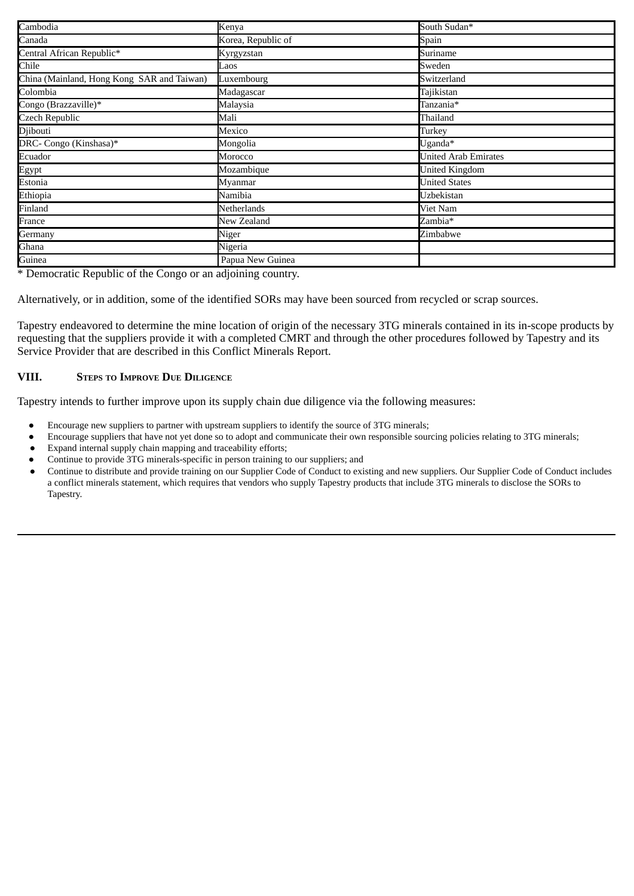| | | |
|---|---|---|
| Cambodia | Kenya | South Sudan* |
| Canada | Korea, Republic of | Spain |
| Central African Republic* | Kyrgyzstan | Suriname |
| Chile | Laos | Sweden |
| China (Mainland, Hong Kong SAR and Taiwan) | Luxembourg | Switzerland |
| Colombia | Madagascar | Tajikistan |
| Congo (Brazzaville)* | Malaysia | Tanzania* |
| Czech Republic | Mali | Thailand |
| Djibouti | Mexico | Turkey |
| DRC- Congo (Kinshasa)* | Mongolia | Uganda* |
| Ecuador | Morocco | United Arab Emirates |
| Egypt | Mozambique | United Kingdom |
| Estonia | Myanmar | United States |
| Ethiopia | Namibia | Uzbekistan |
| Finland | Netherlands | Viet Nam |
| France | New Zealand | Zambia* |
| Germany | Niger | Zimbabwe |
| Ghana | Nigeria | |
| Guinea | Papua New Guinea | |

* Democratic Republic of the Congo or an adjoining country.

Alternatively, or in addition, some of the identified SORs may have been sourced from recycled or scrap sources.

Tapestry endeavored to determine the mine location of origin of the necessary 3TG minerals contained in its in-scope products by requesting that the suppliers provide it with a completed CMRT and through the other procedures followed by Tapestry and its Service Provider that are described in this Conflict Minerals Report.

## VIII. Steps to Improve Due Diligence

Tapestry intends to further improve upon its supply chain due diligence via the following measures:

- Encourage new suppliers to partner with upstream suppliers to identify the source of 3TG minerals;
- Encourage suppliers that have not yet done so to adopt and communicate their own responsible sourcing policies relating to 3TG minerals;
- Expand internal supply chain mapping and traceability efforts;
- Continue to provide 3TG minerals-specific in person training to our suppliers; and
- Continue to distribute and provide training on our Supplier Code of Conduct to existing and new suppliers. Our Supplier Code of Conduct includes a conflict minerals statement, which requires that vendors who supply Tapestry products that include 3TG minerals to disclose the SORs to Tapestry.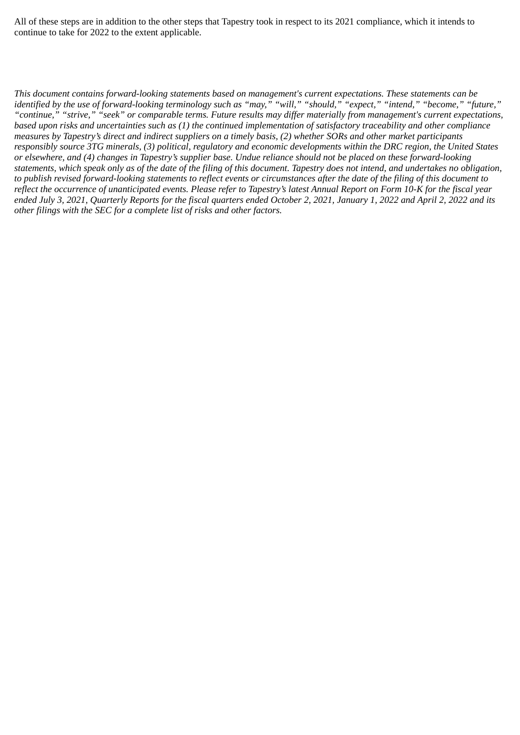All of these steps are in addition to the other steps that Tapestry took in respect to its 2021 compliance, which it intends to continue to take for 2022 to the extent applicable.

*This document contains forward-looking statements based on management's current expectations. These statements can be identified by the use of forward-looking terminology such as “may,” “will,” “should,” “expect,” “intend,” “become,” “future,” “continue,” “strive,” “seek” or comparable terms. Future results may differ materially from management's current expectations, based upon risks and uncertainties such as (1) the continued implementation of satisfactory traceability and other compliance measures by Tapestry’s direct and indirect suppliers on a timely basis, (2) whether SORs and other market participants responsibly source 3TG minerals, (3) political, regulatory and economic developments within the DRC region, the United States or elsewhere, and (4) changes in Tapestry’s supplier base. Undue reliance should not be placed on these forward-looking statements, which speak only as of the date of the filing of this document. Tapestry does not intend, and undertakes no obligation, to publish revised forward-looking statements to reflect events or circumstances after the date of the filing of this document to reflect the occurrence of unanticipated events. Please refer to Tapestry’s latest Annual Report on Form 10-K for the fiscal year ended July 3, 2021, Quarterly Reports for the fiscal quarters ended October 2, 2021, January 1, 2022 and April 2, 2022 and its other filings with the SEC for a complete list of risks and other factors.*